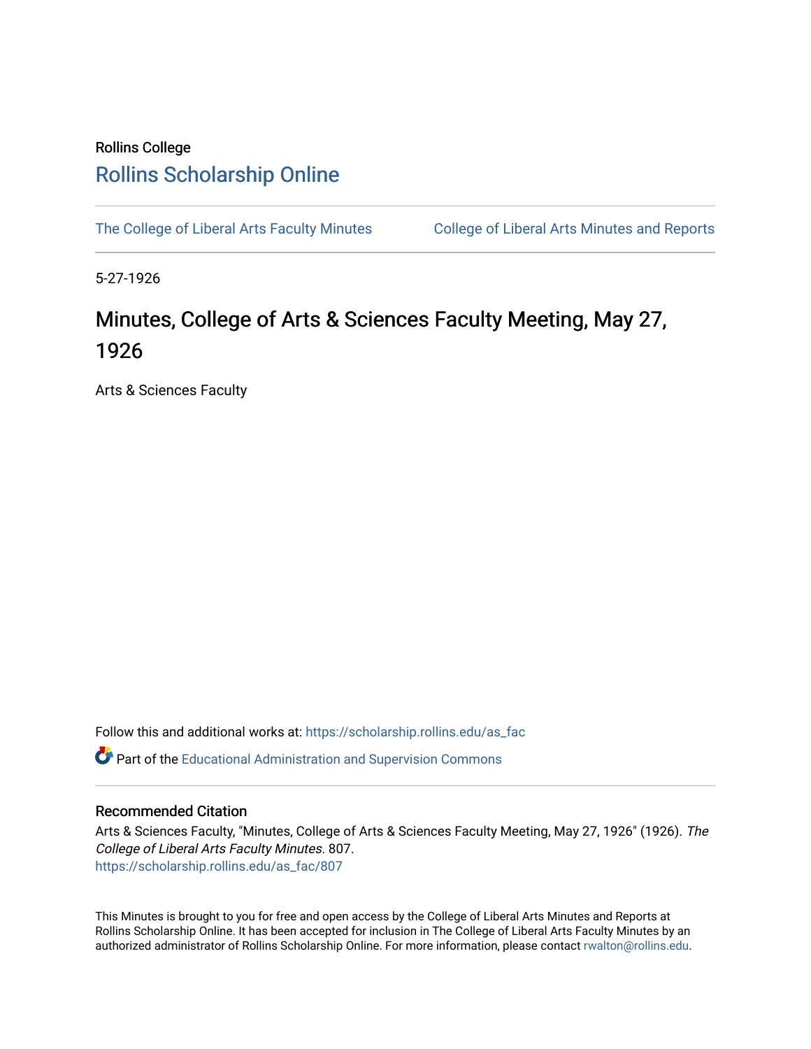Rollins College

# Rollins Scholarship Online

The College of Liberal Arts Faculty Minutes    College of Liberal Arts Minutes and Reports

5-27-1926

## Minutes, College of Arts & Sciences Faculty Meeting, May 27, 1926

Arts & Sciences Faculty

Follow this and additional works at: https://scholarship.rollins.edu/as_fac

Part of the Educational Administration and Supervision Commons

### Recommended Citation

Arts & Sciences Faculty, "Minutes, College of Arts & Sciences Faculty Meeting, May 27, 1926" (1926). *The College of Liberal Arts Faculty Minutes*. 807.
https://scholarship.rollins.edu/as_fac/807

This Minutes is brought to you for free and open access by the College of Liberal Arts Minutes and Reports at Rollins Scholarship Online. It has been accepted for inclusion in The College of Liberal Arts Faculty Minutes by an authorized administrator of Rollins Scholarship Online. For more information, please contact rwalton@rollins.edu.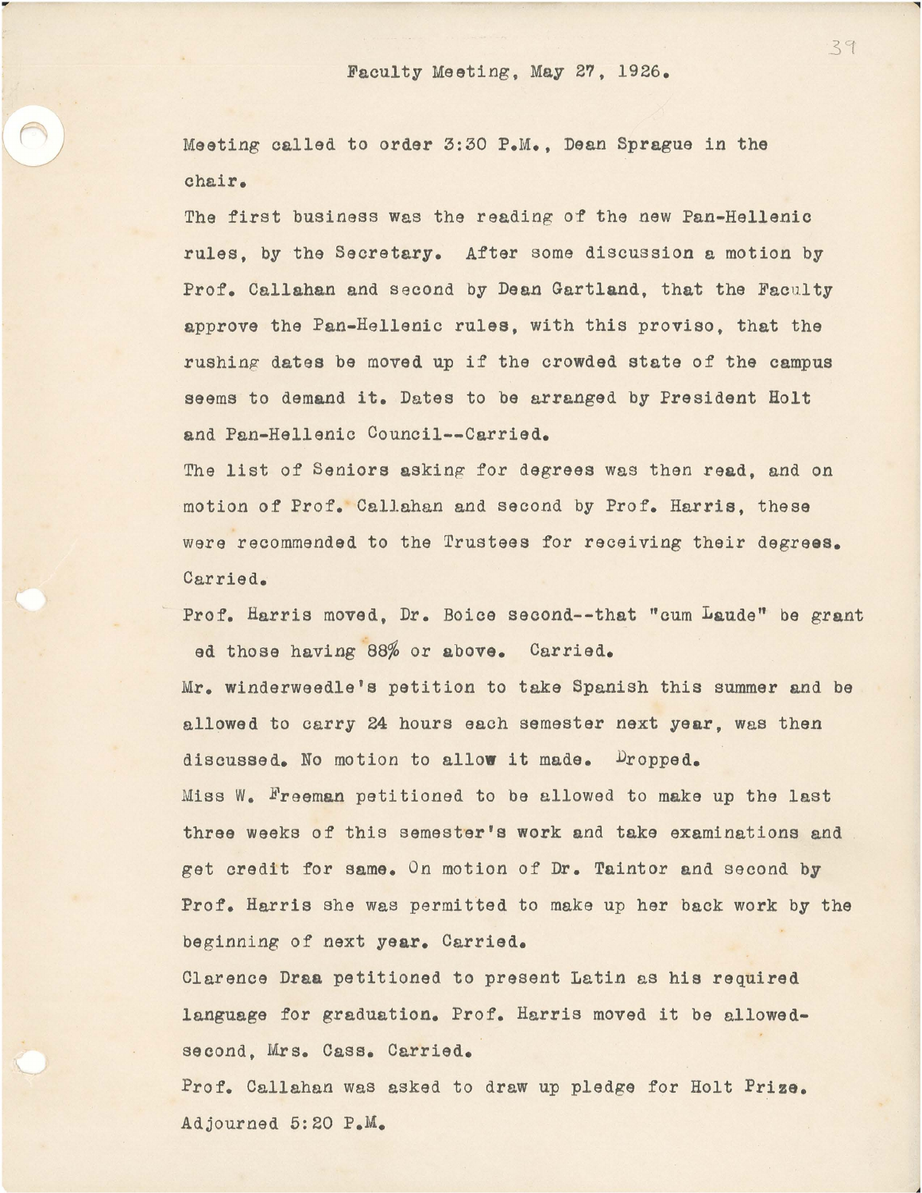Faculty Meeting, May 27, 1926.

Meeting called to order 3:30 P.M., Dean Sprague in the chair.

The first business was the reading of the new Pan-Hellenic rules, by the Secretary. After some discussion a motion by Prof. Callahan and second by Dean Gartland, that the Faculty approve the Pan-Hellenic rules, with this proviso, that the rushing dates be moved up if the crowded state of the campus seems to demand it. Dates to be arranged by President Holt and Pan-Hellenic Council--Carried.

The list of Seniors asking for degrees was then read, and on motion of Prof. Callahan and second by Prof. Harris, these were recommended to the Trustees for receiving their degrees. Carried.

Prof. Harris moved, Dr. Boice second--that "cum Laude" be granted those having 88% or above. Carried.

Mr. winderweedle's petition to take Spanish this summer and be allowed to carry 24 hours each semester next year, was then discussed. No motion to allow it made. Dropped.

Miss W. Freeman petitioned to be allowed to make up the last three weeks of this semester's work and take examinations and get credit for same. On motion of Dr. Taintor and second by Prof. Harris she was permitted to make up her back work by the beginning of next year. Carried.

Clarence Draa petitioned to present Latin as his required language for graduation. Prof. Harris moved it be allowed- second, Mrs. Cass. Carried.

Prof. Callahan was asked to draw up pledge for Holt Prize.

Adjourned 5:20 P.M.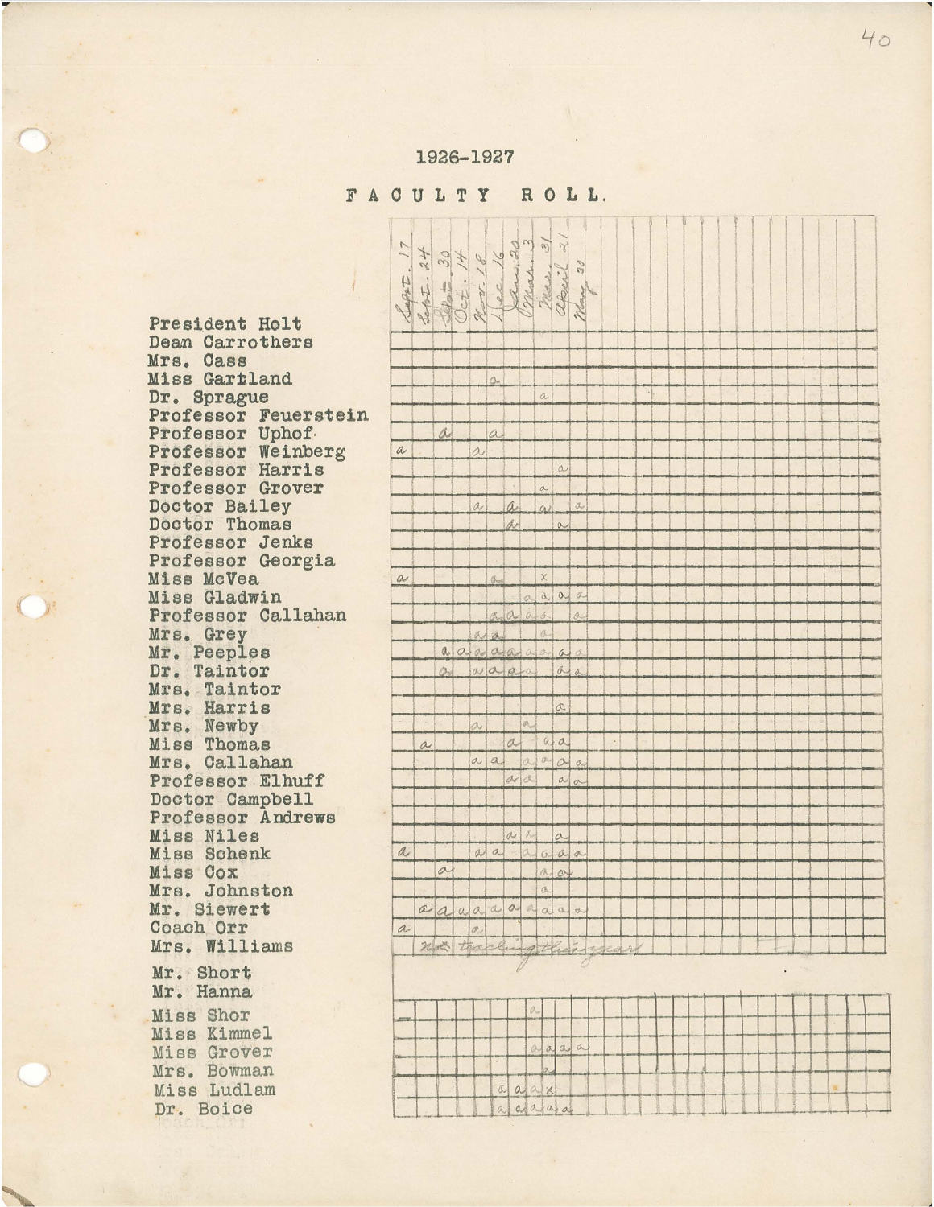# 1926-1927

## FACULTY ROLL.

| | Sept. 17 | Sept. 24 | Sept. 30 | Oct. 14 | Nov. 18 | Dec. 16 | Jan. 20 | Mar. 3 | Mar. 31 | April 21 | May 30 |
|---|---|---|---|---|---|---|---|---|---|---|---|
| President Holt | | | | | | | | | | | |
| Dean Carrothers | | | | | | | | | | | |
| Mrs. Cass | | | | | | | | | | | |
| Miss Gartland | | | | | | a | | | | | |
| Dr. Sprague | | | | | | | | | a | | |
| Professor Feuerstein | | | | | | | | | | | |
| Professor Uphof | | | a | | | a | | | | | |
| Professor Weinberg | a | | | | a | | | | | | |
| Professor Harris | | | | | | | | | | a | |
| Professor Grover | | | | | | | | | a | | |
| Doctor Bailey | | | | | a | | a | | a | | a |
| Doctor Thomas | | | | | | | a | | | a | |
| Professor Jenks | | | | | | | | | | | |
| Professor Georgia | | | | | | | | | | | |
| Miss McVea | a | | | | | a | | | x | | |
| Miss Gladwin | | | | | | | | a | a | a | a |
| Professor Callahan | | | | | | a | a | a | a | | a |
| Mrs. Grey | | | | | a | a | | | a | | |
| Mr. Peeples | | | a | a | a | a | a | a | a | a | a |
| Dr. Taintor | | | a | | a | a | a | a | | a | a |
| Mrs. Taintor | | | | | | | | | | | |
| Mrs. Harris | | | | | | | | | | a | |
| Mrs. Newby | | | | | a | | | a | | | |
| Miss Thomas | | a | | | | | a | | a | a | |
| Mrs. Callahan | | | | | a | a | | a | a | a | a |
| Professor Elhuff | | | | | | | a | a | | a | a |
| Doctor Campbell | | | | | | | | | | | |
| Professor Andrews | | | | | | | | | | | |
| Miss Niles | | | | | | | a | a | | a | |
| Miss Schenk | a | | | | a | a | | a | a | a | a |
| Miss Cox | | | a | | | | | | a | a | |
| Mrs. Johnston | | | | | | | | | a | | |
| Mr. Siewert | | a | a | a | a | a | a | a | a | a | a |
| Coach Orr | a | | | | a | | | | | | |
| Mrs. Williams | Not teaching this year | | | | | | | | | | |
| Mr. Short | | | | | | | | | | | |
| Mr. Hanna | | | | | | | | | | | |
| Miss Shor | — | | | | | | | a | | | |
| Miss Kimmel | | | | | | | | | | | |
| Miss Grover | | | | | | | | a | a | a | a |
| Mrs. Bowman | | | | | | | | | a | | |
| Miss Ludlam | | | | | | a | a | a | x | | |
| Dr. Boice | | | | | | a | a | a | a | a | |